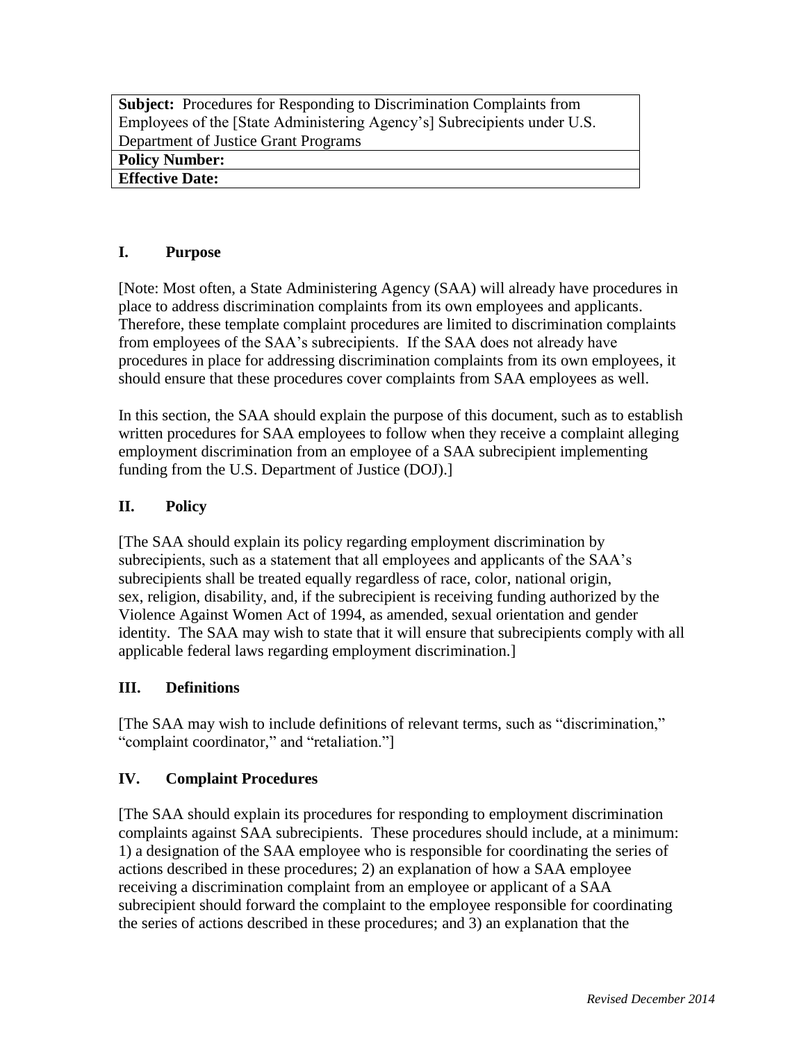| **Subject:** Procedures for Responding to Discrimination Complaints from Employees of the [State Administering Agency's] Subrecipients under U.S. Department of Justice Grant Programs |
|---|
| **Policy Number:** |
| **Effective Date:** |

## I. Purpose

[Note: Most often, a State Administering Agency (SAA) will already have procedures in place to address discrimination complaints from its own employees and applicants. Therefore, these template complaint procedures are limited to discrimination complaints from employees of the SAA's subrecipients. If the SAA does not already have procedures in place for addressing discrimination complaints from its own employees, it should ensure that these procedures cover complaints from SAA employees as well.

In this section, the SAA should explain the purpose of this document, such as to establish written procedures for SAA employees to follow when they receive a complaint alleging employment discrimination from an employee of a SAA subrecipient implementing funding from the U.S. Department of Justice (DOJ).]

## II. Policy

[The SAA should explain its policy regarding employment discrimination by subrecipients, such as a statement that all employees and applicants of the SAA's subrecipients shall be treated equally regardless of race, color, national origin, sex, religion, disability, and, if the subrecipient is receiving funding authorized by the Violence Against Women Act of 1994, as amended, sexual orientation and gender identity. The SAA may wish to state that it will ensure that subrecipients comply with all applicable federal laws regarding employment discrimination.]

## III. Definitions

[The SAA may wish to include definitions of relevant terms, such as "discrimination," "complaint coordinator," and "retaliation."]

## IV. Complaint Procedures

[The SAA should explain its procedures for responding to employment discrimination complaints against SAA subrecipients. These procedures should include, at a minimum: 1) a designation of the SAA employee who is responsible for coordinating the series of actions described in these procedures; 2) an explanation of how a SAA employee receiving a discrimination complaint from an employee or applicant of a SAA subrecipient should forward the complaint to the employee responsible for coordinating the series of actions described in these procedures; and 3) an explanation that the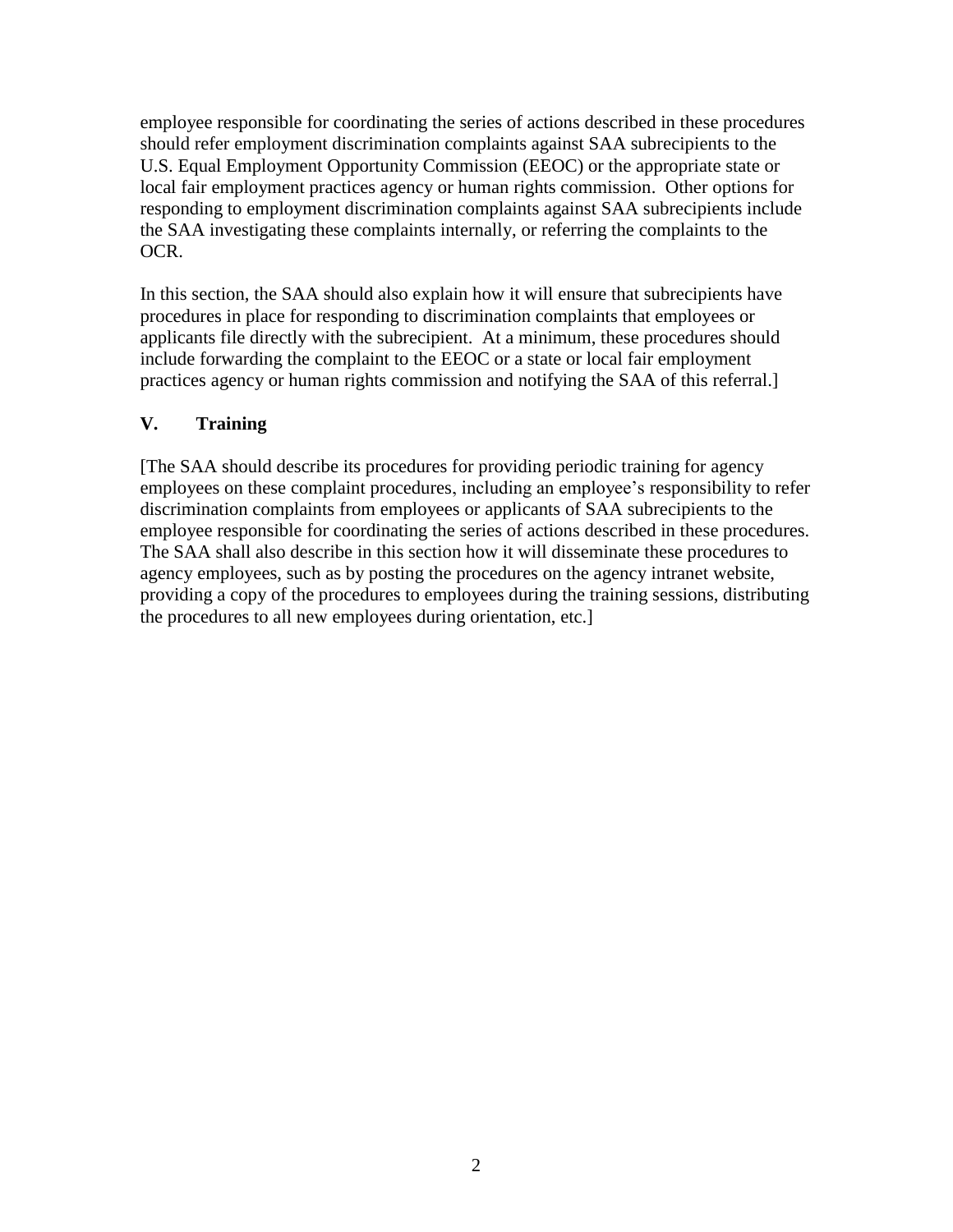employee responsible for coordinating the series of actions described in these procedures should refer employment discrimination complaints against SAA subrecipients to the U.S. Equal Employment Opportunity Commission (EEOC) or the appropriate state or local fair employment practices agency or human rights commission. Other options for responding to employment discrimination complaints against SAA subrecipients include the SAA investigating these complaints internally, or referring the complaints to the OCR.

In this section, the SAA should also explain how it will ensure that subrecipients have procedures in place for responding to discrimination complaints that employees or applicants file directly with the subrecipient. At a minimum, these procedures should include forwarding the complaint to the EEOC or a state or local fair employment practices agency or human rights commission and notifying the SAA of this referral.]

## V. Training

[The SAA should describe its procedures for providing periodic training for agency employees on these complaint procedures, including an employee's responsibility to refer discrimination complaints from employees or applicants of SAA subrecipients to the employee responsible for coordinating the series of actions described in these procedures. The SAA shall also describe in this section how it will disseminate these procedures to agency employees, such as by posting the procedures on the agency intranet website, providing a copy of the procedures to employees during the training sessions, distributing the procedures to all new employees during orientation, etc.]